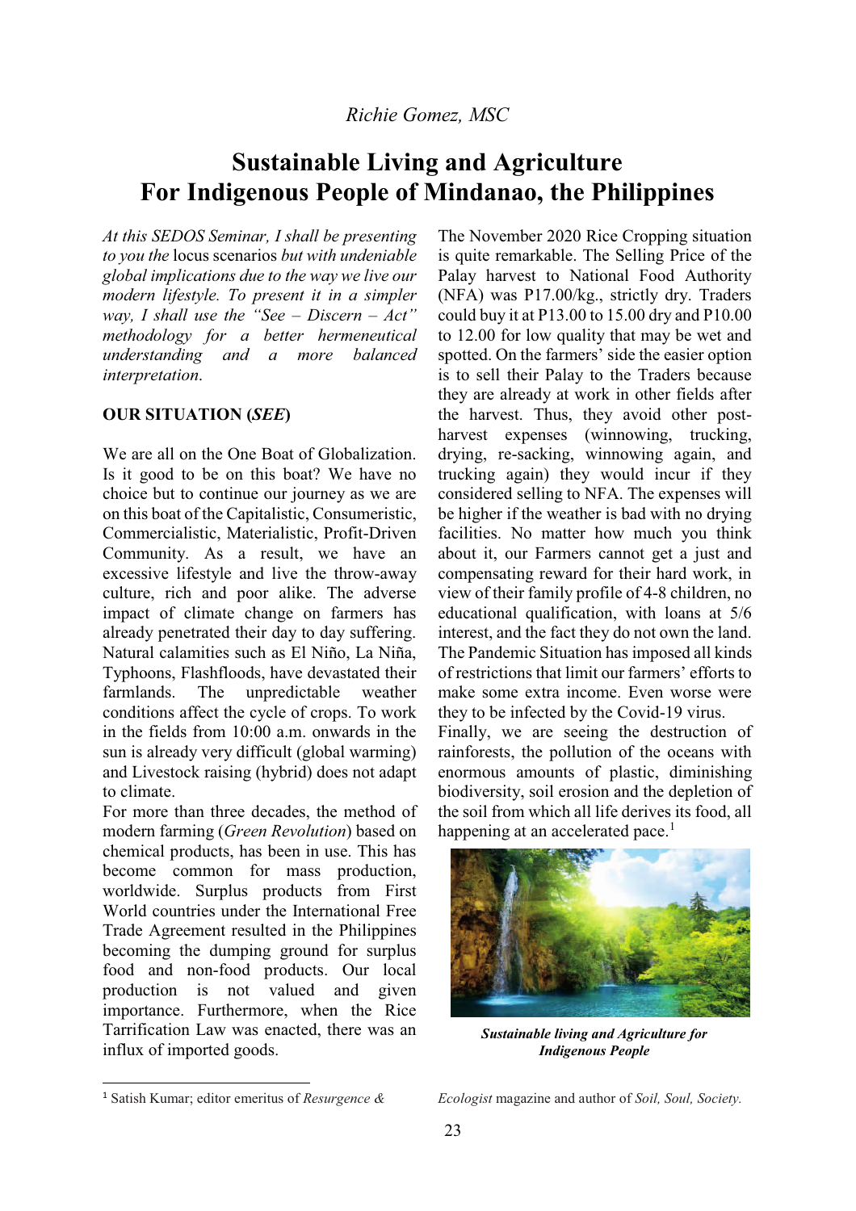*Richie Gomez, MSC*

# Sustainable Living and Agriculture For Indigenous People of Mindanao, the Philippines

*At this SEDOS Seminar, I shall be presenting to you the* locus scenarios *but with undeniable global implications due to the way we live our modern lifestyle. To present it in a simpler way, I shall use the "See – Discern – Act" methodology for a better hermeneutical understanding and a more balanced interpretation.*

## OUR SITUATION (*SEE*)

We are all on the One Boat of Globalization. Is it good to be on this boat? We have no choice but to continue our journey as we are on this boat of the Capitalistic, Consumeristic, Commercialistic, Materialistic, Profit-Driven Community. As a result, we have an excessive lifestyle and live the throw-away culture, rich and poor alike. The adverse impact of climate change on farmers has already penetrated their day to day suffering. Natural calamities such as El Niño, La Niña, Typhoons, Flashfloods, have devastated their farmlands. The unpredictable weather conditions affect the cycle of crops. To work in the fields from 10:00 a.m. onwards in the sun is already very difficult (global warming) and Livestock raising (hybrid) does not adapt to climate.

For more than three decades, the method of modern farming (*Green Revolution*) based on chemical products, has been in use. This has become common for mass production, worldwide. Surplus products from First World countries under the International Free Trade Agreement resulted in the Philippines becoming the dumping ground for surplus food and non-food products. Our local production is not valued and given importance. Furthermore, when the Rice Tarrification Law was enacted, there was an influx of imported goods.

The November 2020 Rice Cropping situation is quite remarkable. The Selling Price of the Palay harvest to National Food Authority (NFA) was P17.00/kg., strictly dry. Traders could buy it at P13.00 to 15.00 dry and P10.00 to 12.00 for low quality that may be wet and spotted. On the farmers' side the easier option is to sell their Palay to the Traders because they are already at work in other fields after the harvest. Thus, they avoid other post-harvest expenses (winnowing, trucking, drying, re-sacking, winnowing again, and trucking again) they would incur if they considered selling to NFA. The expenses will be higher if the weather is bad with no drying facilities. No matter how much you think about it, our Farmers cannot get a just and compensating reward for their hard work, in view of their family profile of 4-8 children, no educational qualification, with loans at 5/6 interest, and the fact they do not own the land. The Pandemic Situation has imposed all kinds of restrictions that limit our farmers' efforts to make some extra income. Even worse were they to be infected by the Covid-19 virus.

Finally, we are seeing the destruction of rainforests, the pollution of the oceans with enormous amounts of plastic, diminishing biodiversity, soil erosion and the depletion of the soil from which all life derives its food, all happening at an accelerated pace.[1]

***Sustainable living and Agriculture for Indigenous People***

---

[1] Satish Kumar; editor emeritus of *Resurgence & Ecologist* magazine and author of *Soil, Soul, Society.*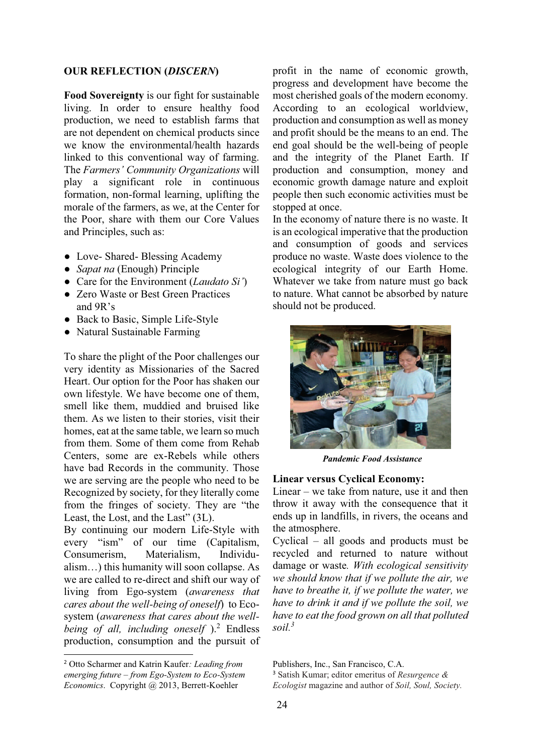**OUR REFLECTION (*DISCERN*)**

**Food Sovereignty** is our fight for sustainable living. In order to ensure healthy food production, we need to establish farms that are not dependent on chemical products since we know the environmental/health hazards linked to this conventional way of farming. The *Farmers' Community Organizations* will play a significant role in continuous formation, non-formal learning, uplifting the morale of the farmers, as we, at the Center for the Poor, share with them our Core Values and Principles, such as:

- Love- Shared- Blessing Academy
- *Sapat na* (Enough) Principle
- Care for the Environment (*Laudato Si'*)
- Zero Waste or Best Green Practices and 9R's
- Back to Basic, Simple Life-Style
- Natural Sustainable Farming

To share the plight of the Poor challenges our very identity as Missionaries of the Sacred Heart. Our option for the Poor has shaken our own lifestyle. We have become one of them, smell like them, muddied and bruised like them. As we listen to their stories, visit their homes, eat at the same table, we learn so much from them. Some of them come from Rehab Centers, some are ex-Rebels while others have bad Records in the community. Those we are serving are the people who need to be Recognized by society, for they literally come from the fringes of society. They are "the Least, the Lost, and the Last" (3L).

By continuing our modern Life-Style with every "ism" of our time (Capitalism, Consumerism, Materialism, Individualism…) this humanity will soon collapse. As we are called to re-direct and shift our way of living from Ego-system (*awareness that cares about the well-being of oneself*) to Eco-system (*awareness that cares about the well-being of all, including oneself* ).[2] Endless production, consumption and the pursuit of profit in the name of economic growth, progress and development have become the most cherished goals of the modern economy. According to an ecological worldview, production and consumption as well as money and profit should be the means to an end. The end goal should be the well-being of people and the integrity of the Planet Earth. If production and consumption, money and economic growth damage nature and exploit people then such economic activities must be stopped at once.

In the economy of nature there is no waste. It is an ecological imperative that the production and consumption of goods and services produce no waste. Waste does violence to the ecological integrity of our Earth Home. Whatever we take from nature must go back to nature. What cannot be absorbed by nature should not be produced.

***Pandemic Food Assistance***

**Linear versus Cyclical Economy:**

Linear – we take from nature, use it and then throw it away with the consequence that it ends up in landfills, in rivers, the oceans and the atmosphere.

Cyclical – all goods and products must be recycled and returned to nature without damage or waste. *With ecological sensitivity we should know that if we pollute the air, we have to breathe it, if we pollute the water, we have to drink it and if we pollute the soil, we have to eat the food grown on all that polluted soil.*[3]

---

[2] Otto Scharmer and Katrin Kaufer*: Leading from emerging future – from Ego-System to Eco-System Economics*. Copyright @ 2013, Berrett-Koehler Publishers, Inc., San Francisco, C.A.

[3] Satish Kumar; editor emeritus of *Resurgence & Ecologist* magazine and author of *Soil, Soul, Society.*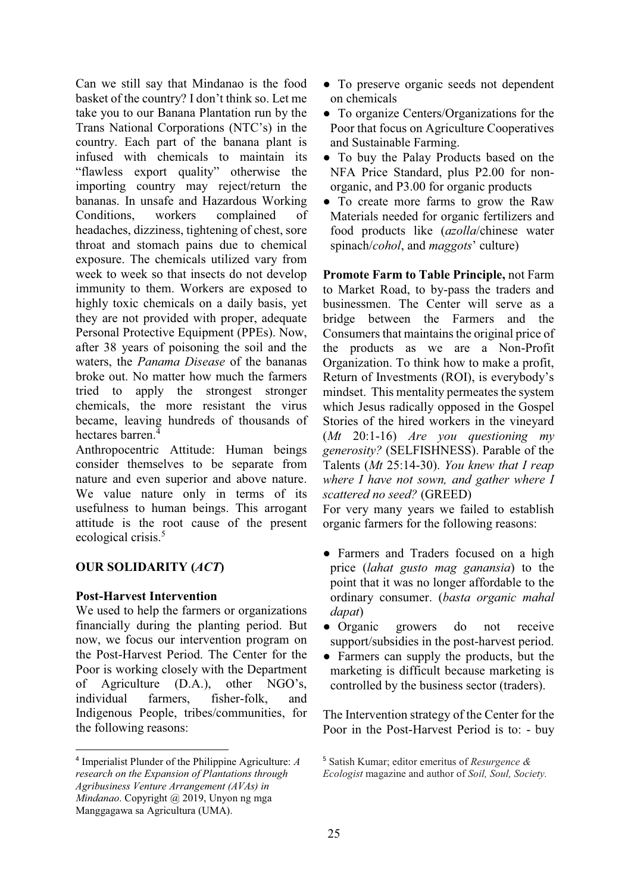Can we still say that Mindanao is the food basket of the country? I don't think so. Let me take you to our Banana Plantation run by the Trans National Corporations (NTC's) in the country. Each part of the banana plant is infused with chemicals to maintain its "flawless export quality" otherwise the importing country may reject/return the bananas. In unsafe and Hazardous Working Conditions, workers complained of headaches, dizziness, tightening of chest, sore throat and stomach pains due to chemical exposure. The chemicals utilized vary from week to week so that insects do not develop immunity to them. Workers are exposed to highly toxic chemicals on a daily basis, yet they are not provided with proper, adequate Personal Protective Equipment (PPEs). Now, after 38 years of poisoning the soil and the waters, the *Panama Disease* of the bananas broke out. No matter how much the farmers tried to apply the strongest stronger chemicals, the more resistant the virus became, leaving hundreds of thousands of hectares barren.[4]

Anthropocentric Attitude: Human beings consider themselves to be separate from nature and even superior and above nature. We value nature only in terms of its usefulness to human beings. This arrogant attitude is the root cause of the present ecological crisis.[5]

## OUR SOLIDARITY (*ACT*)

### Post-Harvest Intervention

We used to help the farmers or organizations financially during the planting period. But now, we focus our intervention program on the Post-Harvest Period. The Center for the Poor is working closely with the Department of Agriculture (D.A.), other NGO's, individual farmers, fisher-folk, and Indigenous People, tribes/communities, for the following reasons:

- To preserve organic seeds not dependent on chemicals
- To organize Centers/Organizations for the Poor that focus on Agriculture Cooperatives and Sustainable Farming.
- To buy the Palay Products based on the NFA Price Standard, plus P2.00 for non-organic, and P3.00 for organic products
- To create more farms to grow the Raw Materials needed for organic fertilizers and food products like (*azolla*/chinese water spinach/*cohol*, and *maggots*' culture)

**Promote Farm to Table Principle,** not Farm to Market Road, to by-pass the traders and businessmen. The Center will serve as a bridge between the Farmers and the Consumers that maintains the original price of the products as we are a Non-Profit Organization. To think how to make a profit, Return of Investments (ROI), is everybody's mindset. This mentality permeates the system which Jesus radically opposed in the Gospel Stories of the hired workers in the vineyard (*Mt* 20:1-16) *Are you questioning my generosity?* (SELFISHNESS). Parable of the Talents (*Mt* 25:14-30). *You knew that I reap where I have not sown, and gather where I scattered no seed?* (GREED)

For very many years we failed to establish organic farmers for the following reasons:

- Farmers and Traders focused on a high price (*lahat gusto mag ganansia*) to the point that it was no longer affordable to the ordinary consumer. (*basta organic mahal dapat*)
- Organic growers do not receive support/subsidies in the post-harvest period.
- Farmers can supply the products, but the marketing is difficult because marketing is controlled by the business sector (traders).

The Intervention strategy of the Center for the Poor in the Post-Harvest Period is to: - buy

---

[4] Imperialist Plunder of the Philippine Agriculture: *A research on the Expansion of Plantations through Agribusiness Venture Arrangement (AVAs) in Mindanao*. Copyright @ 2019, Unyon ng mga Manggagawa sa Agricultura (UMA).

[5] Satish Kumar; editor emeritus of *Resurgence & Ecologist* magazine and author of *Soil, Soul, Society.*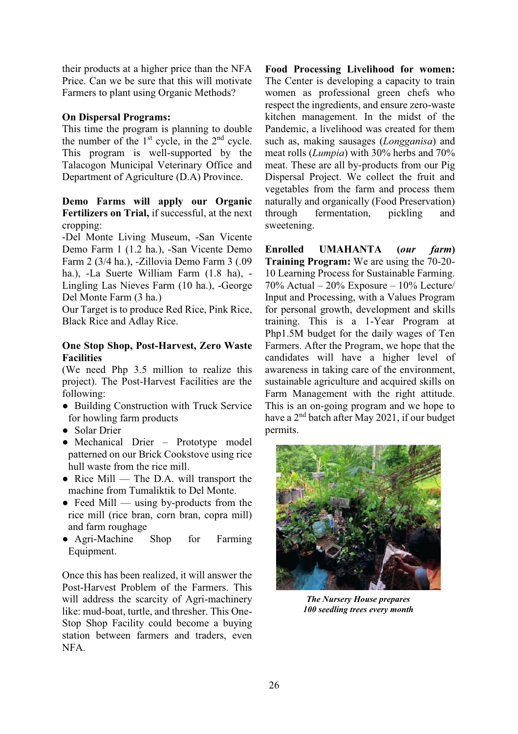their products at a higher price than the NFA Price. Can we be sure that this will motivate Farmers to plant using Organic Methods?

**On Dispersal Programs:**
This time the program is planning to double the number of the 1st cycle, in the 2nd cycle. This program is well-supported by the Talacogon Municipal Veterinary Office and Department of Agriculture (D.A) Province.

**Demo Farms will apply our Organic Fertilizers on Trial,** if successful, at the next cropping:
-Del Monte Living Museum, -San Vicente Demo Farm 1 (1.2 ha.), -San Vicente Demo Farm 2 (3/4 ha.), -Zillovia Demo Farm 3 (.09 ha.), -La Suerte William Farm (1.8 ha), -Lingling Las Nieves Farm (10 ha.), -George Del Monte Farm (3 ha.)
Our Target is to produce Red Rice, Pink Rice, Black Rice and Adlay Rice.

**One Stop Shop, Post-Harvest, Zero Waste Facilities**
(We need Php 3.5 million to realize this project). The Post-Harvest Facilities are the following:

- Building Construction with Truck Service for howling farm products
- Solar Drier
- Mechanical Drier – Prototype model patterned on our Brick Cookstove using rice hull waste from the rice mill.
- Rice Mill — The D.A. will transport the machine from Tumaliktik to Del Monte.
- Feed Mill — using by-products from the rice mill (rice bran, corn bran, copra mill) and farm roughage
- Agri-Machine Shop for Farming Equipment.

Once this has been realized, it will answer the Post-Harvest Problem of the Farmers. This will address the scarcity of Agri-machinery like: mud-boat, turtle, and thresher. This One-Stop Shop Facility could become a buying station between farmers and traders, even NFA.

**Food Processing Livelihood for women:** The Center is developing a capacity to train women as professional green chefs who respect the ingredients, and ensure zero-waste kitchen management. In the midst of the Pandemic, a livelihood was created for them such as, making sausages (*Longganisa*) and meat rolls (*Lumpia*) with 30% herbs and 70% meat. These are all by-products from our Pig Dispersal Project. We collect the fruit and vegetables from the farm and process them naturally and organically (Food Preservation) through fermentation, pickling and sweetening.

**Enrolled UMAHANTA (*our farm*) Training Program:** We are using the 70-20-10 Learning Process for Sustainable Farming. 70% Actual – 20% Exposure – 10% Lecture/ Input and Processing, with a Values Program for personal growth, development and skills training. This is a 1-Year Program at Php1.5M budget for the daily wages of Ten Farmers. After the Program, we hope that the candidates will have a higher level of awareness in taking care of the environment, sustainable agriculture and acquired skills on Farm Management with the right attitude. This is an on-going program and we hope to have a 2nd batch after May 2021, if our budget permits.

***The Nursery House prepares 100 seedling trees every month***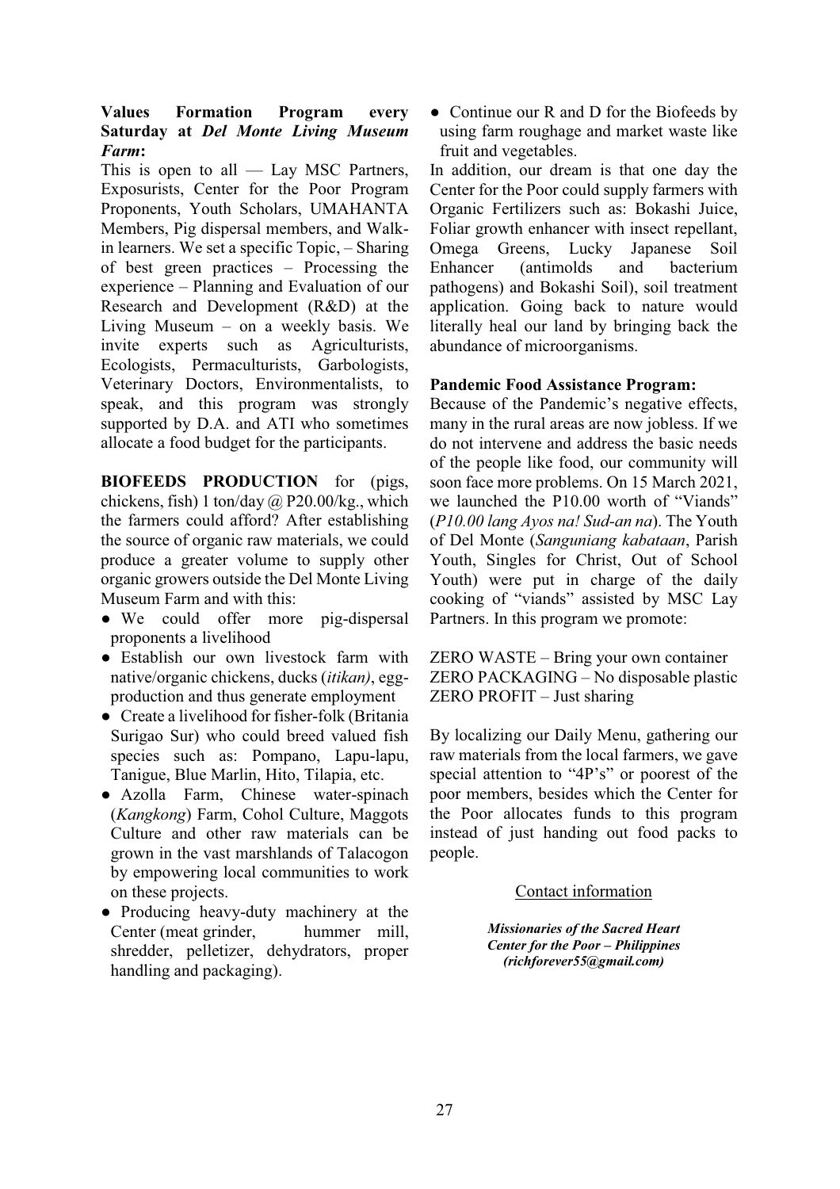**Values Formation Program every Saturday at *Del Monte Living Museum Farm*:**

This is open to all — Lay MSC Partners, Exposurists, Center for the Poor Program Proponents, Youth Scholars, UMAHANTA Members, Pig dispersal members, and Walk-in learners. We set a specific Topic, – Sharing of best green practices – Processing the experience – Planning and Evaluation of our Research and Development (R&D) at the Living Museum – on a weekly basis. We invite experts such as Agriculturists, Ecologists, Permaculturists, Garbologists, Veterinary Doctors, Environmentalists, to speak, and this program was strongly supported by D.A. and ATI who sometimes allocate a food budget for the participants.

**BIOFEEDS PRODUCTION** for (pigs, chickens, fish) 1 ton/day @ P20.00/kg., which the farmers could afford? After establishing the source of organic raw materials, we could produce a greater volume to supply other organic growers outside the Del Monte Living Museum Farm and with this:

- We could offer more pig-dispersal proponents a livelihood
- Establish our own livestock farm with native/organic chickens, ducks (*itikan)*, egg-production and thus generate employment
- Create a livelihood for fisher-folk (Britania Surigao Sur) who could breed valued fish species such as: Pompano, Lapu-lapu, Tanigue, Blue Marlin, Hito, Tilapia, etc.
- Azolla Farm, Chinese water-spinach (*Kangkong*) Farm, Cohol Culture, Maggots Culture and other raw materials can be grown in the vast marshlands of Talacogon by empowering local communities to work on these projects.
- Producing heavy-duty machinery at the Center (meat grinder, hummer mill, shredder, pelletizer, dehydrators, proper handling and packaging).
- Continue our R and D for the Biofeeds by using farm roughage and market waste like fruit and vegetables.

In addition, our dream is that one day the Center for the Poor could supply farmers with Organic Fertilizers such as: Bokashi Juice, Foliar growth enhancer with insect repellant, Omega Greens, Lucky Japanese Soil Enhancer (antimolds and bacterium pathogens) and Bokashi Soil), soil treatment application. Going back to nature would literally heal our land by bringing back the abundance of microorganisms.

**Pandemic Food Assistance Program:**

Because of the Pandemic's negative effects, many in the rural areas are now jobless. If we do not intervene and address the basic needs of the people like food, our community will soon face more problems. On 15 March 2021, we launched the P10.00 worth of "Viands" (*P10.00 lang Ayos na! Sud-an na*). The Youth of Del Monte (*Sanguniang kabataan*, Parish Youth, Singles for Christ, Out of School Youth) were put in charge of the daily cooking of "viands" assisted by MSC Lay Partners. In this program we promote:

ZERO WASTE – Bring your own container
ZERO PACKAGING – No disposable plastic
ZERO PROFIT – Just sharing

By localizing our Daily Menu, gathering our raw materials from the local farmers, we gave special attention to "4P's" or poorest of the poor members, besides which the Center for the Poor allocates funds to this program instead of just handing out food packs to people.

Contact information

***Missionaries of the Sacred Heart***
***Center for the Poor – Philippines***
***(richforever55@gmail.com)***